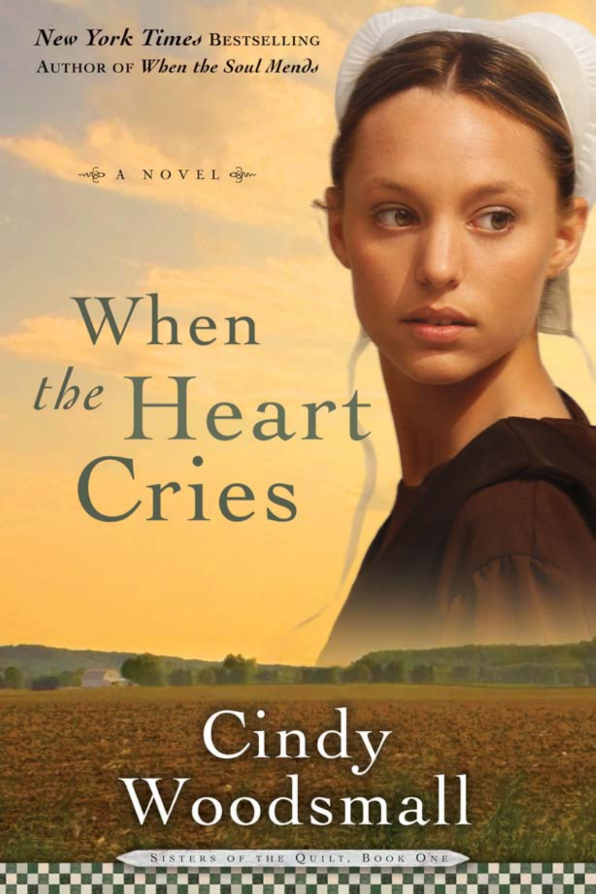***New York Times*** **BESTSELLING AUTHOR OF** ***When the Soul Mends***

A NOVEL

# When *the* Heart Cries

# Cindy Woodsmall

SISTERS OF THE QUILT, BOOK ONE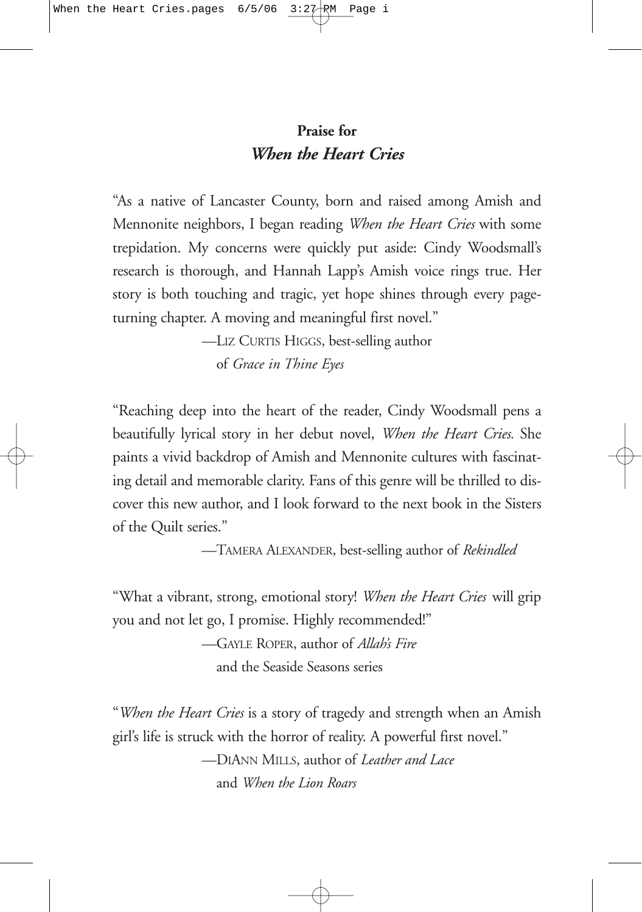## Praise for
## *When the Heart Cries*

"As a native of Lancaster County, born and raised among Amish and Mennonite neighbors, I began reading *When the Heart Cries* with some trepidation. My concerns were quickly put aside: Cindy Woodsmall's research is thorough, and Hannah Lapp's Amish voice rings true. Her story is both touching and tragic, yet hope shines through every page-turning chapter. A moving and meaningful first novel."

—LIZ CURTIS HIGGS, best-selling author of *Grace in Thine Eyes*

"Reaching deep into the heart of the reader, Cindy Woodsmall pens a beautifully lyrical story in her debut novel, *When the Heart Cries.* She paints a vivid backdrop of Amish and Mennonite cultures with fascinating detail and memorable clarity. Fans of this genre will be thrilled to discover this new author, and I look forward to the next book in the Sisters of the Quilt series."

—TAMERA ALEXANDER, best-selling author of *Rekindled*

"What a vibrant, strong, emotional story! *When the Heart Cries* will grip you and not let go, I promise. Highly recommended!"

—GAYLE ROPER, author of *Allah's Fire* and the Seaside Seasons series

"*When the Heart Cries* is a story of tragedy and strength when an Amish girl's life is struck with the horror of reality. A powerful first novel."

—DIANN MILLS, author of *Leather and Lace* and *When the Lion Roars*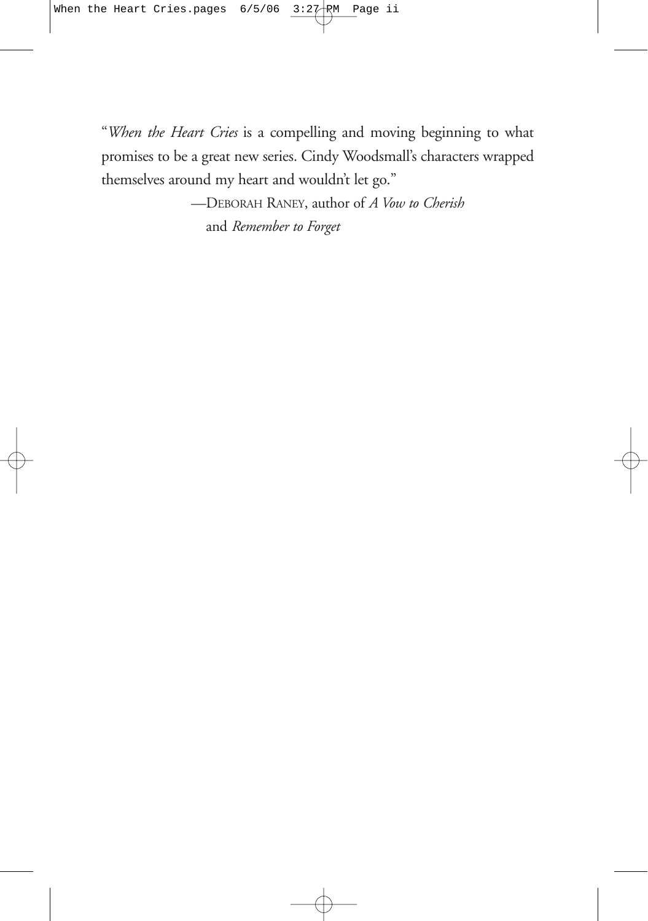"*When the Heart Cries* is a compelling and moving beginning to what promises to be a great new series. Cindy Woodsmall's characters wrapped themselves around my heart and wouldn't let go."

—DEBORAH RANEY, author of *A Vow to Cherish* and *Remember to Forget*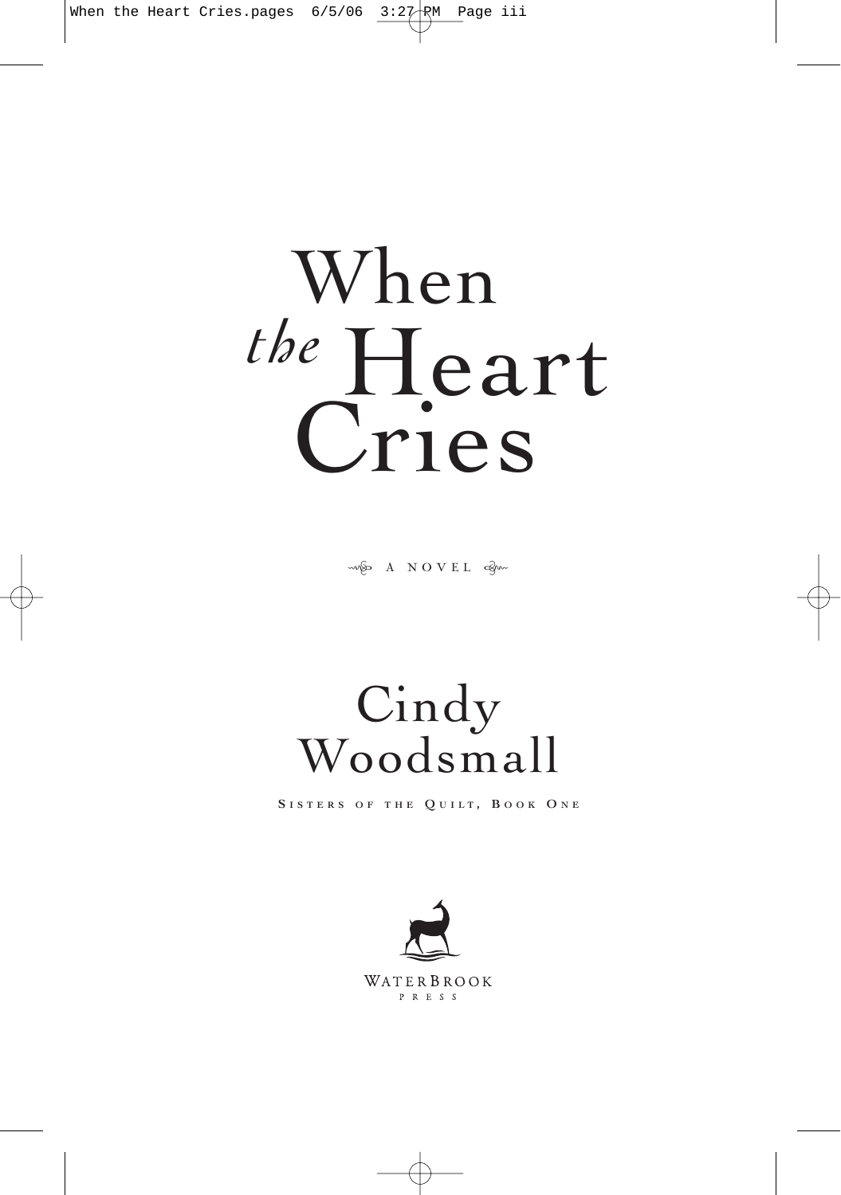# When *the* Heart Cries

A NOVEL

## Cindy Woodsmall

SISTERS OF THE QUILT, BOOK ONE

WATERBROOK PRESS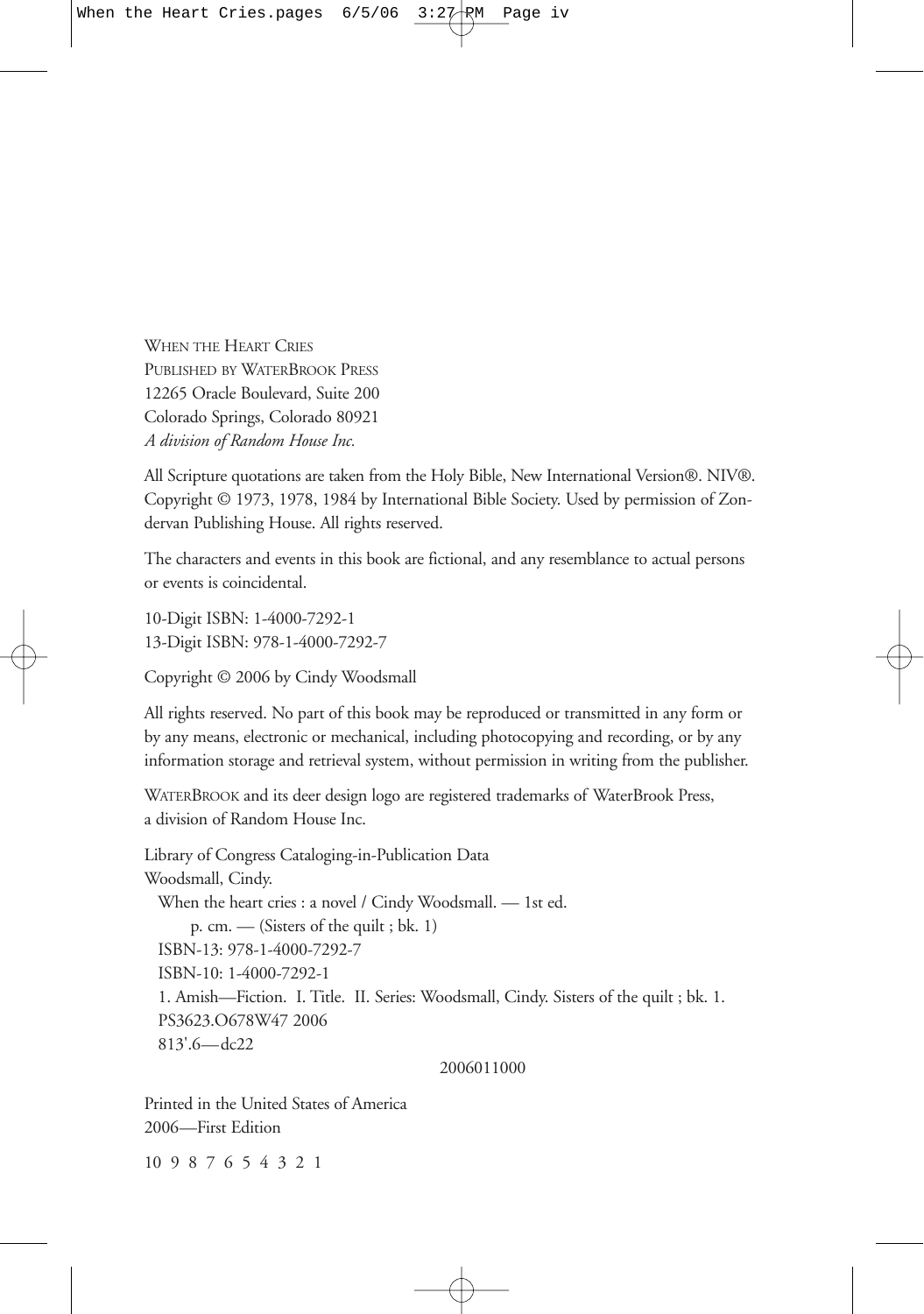WHEN THE HEART CRIES
PUBLISHED BY WATERBROOK PRESS
12265 Oracle Boulevard, Suite 200
Colorado Springs, Colorado 80921
*A division of Random House Inc.*

All Scripture quotations are taken from the Holy Bible, New International Version®. NIV®. Copyright © 1973, 1978, 1984 by International Bible Society. Used by permission of Zondervan Publishing House. All rights reserved.

The characters and events in this book are fictional, and any resemblance to actual persons or events is coincidental.

10-Digit ISBN: 1-4000-7292-1
13-Digit ISBN: 978-1-4000-7292-7

Copyright © 2006 by Cindy Woodsmall

All rights reserved. No part of this book may be reproduced or transmitted in any form or by any means, electronic or mechanical, including photocopying and recording, or by any information storage and retrieval system, without permission in writing from the publisher.

WATERBROOK and its deer design logo are registered trademarks of WaterBrook Press, a division of Random House Inc.

Library of Congress Cataloging-in-Publication Data
Woodsmall, Cindy.
When the heart cries : a novel / Cindy Woodsmall. — 1st ed.
p. cm. — (Sisters of the quilt ; bk. 1)
ISBN-13: 978-1-4000-7292-7
ISBN-10: 1-4000-7292-1
1. Amish—Fiction. I. Title. II. Series: Woodsmall, Cindy. Sisters of the quilt ; bk. 1.
PS3623.O678W47 2006
813'.6—dc22

2006011000

Printed in the United States of America
2006—First Edition

10 9 8 7 6 5 4 3 2 1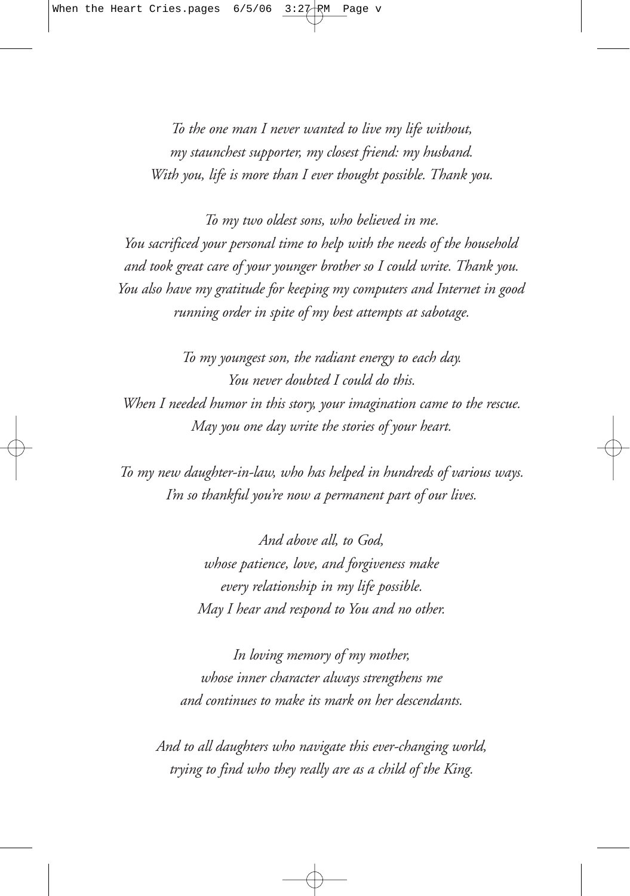*To the one man I never wanted to live my life without,*
*my staunchest supporter, my closest friend: my husband.*
*With you, life is more than I ever thought possible. Thank you.*

*To my two oldest sons, who believed in me.*
*You sacrificed your personal time to help with the needs of the household*
*and took great care of your younger brother so I could write. Thank you.*
*You also have my gratitude for keeping my computers and Internet in good*
*running order in spite of my best attempts at sabotage.*

*To my youngest son, the radiant energy to each day.*
*You never doubted I could do this.*
*When I needed humor in this story, your imagination came to the rescue.*
*May you one day write the stories of your heart.*

*To my new daughter-in-law, who has helped in hundreds of various ways.*
*I'm so thankful you're now a permanent part of our lives.*

*And above all, to God,*
*whose patience, love, and forgiveness make*
*every relationship in my life possible.*
*May I hear and respond to You and no other.*

*In loving memory of my mother,*
*whose inner character always strengthens me*
*and continues to make its mark on her descendants.*

*And to all daughters who navigate this ever-changing world,*
*trying to find who they really are as a child of the King.*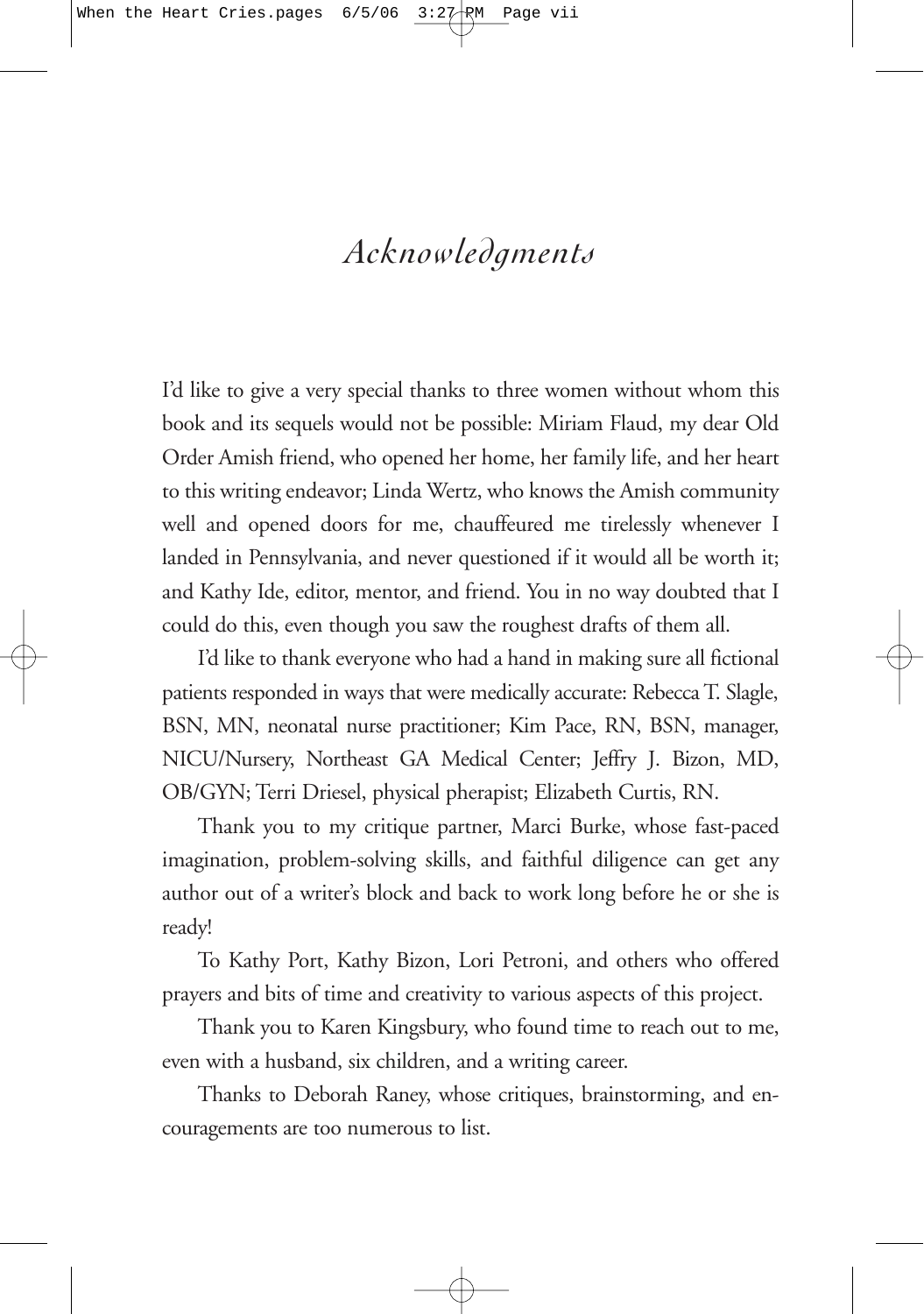# *Acknowledgments*

I'd like to give a very special thanks to three women without whom this book and its sequels would not be possible: Miriam Flaud, my dear Old Order Amish friend, who opened her home, her family life, and her heart to this writing endeavor; Linda Wertz, who knows the Amish community well and opened doors for me, chauffeured me tirelessly whenever I landed in Pennsylvania, and never questioned if it would all be worth it; and Kathy Ide, editor, mentor, and friend. You in no way doubted that I could do this, even though you saw the roughest drafts of them all.

I'd like to thank everyone who had a hand in making sure all fictional patients responded in ways that were medically accurate: Rebecca T. Slagle, BSN, MN, neonatal nurse practitioner; Kim Pace, RN, BSN, manager, NICU/Nursery, Northeast GA Medical Center; Jeffry J. Bizon, MD, OB/GYN; Terri Driesel, physical pherapist; Elizabeth Curtis, RN.

Thank you to my critique partner, Marci Burke, whose fast-paced imagination, problem-solving skills, and faithful diligence can get any author out of a writer's block and back to work long before he or she is ready!

To Kathy Port, Kathy Bizon, Lori Petroni, and others who offered prayers and bits of time and creativity to various aspects of this project.

Thank you to Karen Kingsbury, who found time to reach out to me, even with a husband, six children, and a writing career.

Thanks to Deborah Raney, whose critiques, brainstorming, and encouragements are too numerous to list.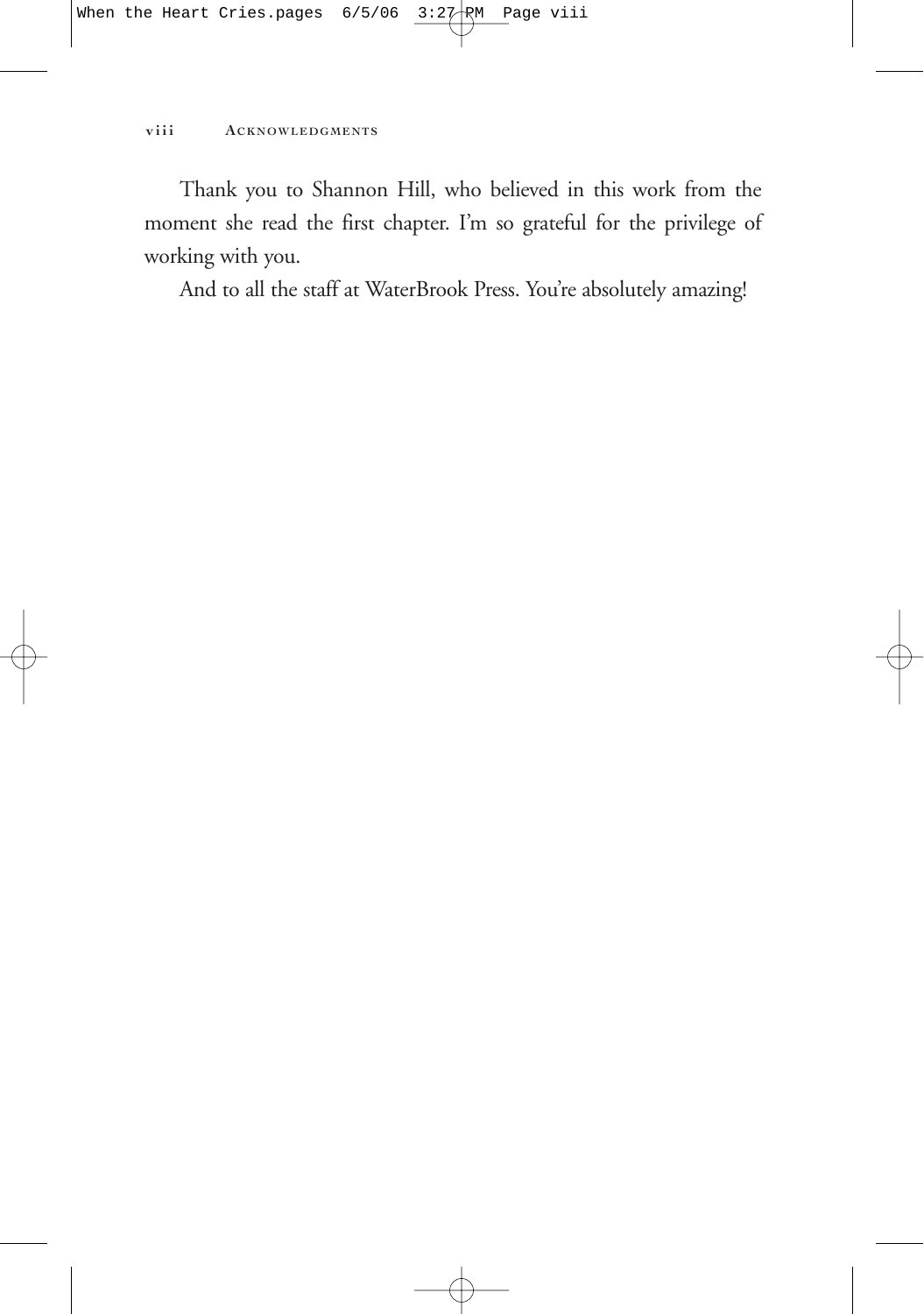Thank you to Shannon Hill, who believed in this work from the moment she read the first chapter. I'm so grateful for the privilege of working with you.

And to all the staff at WaterBrook Press. You're absolutely amazing!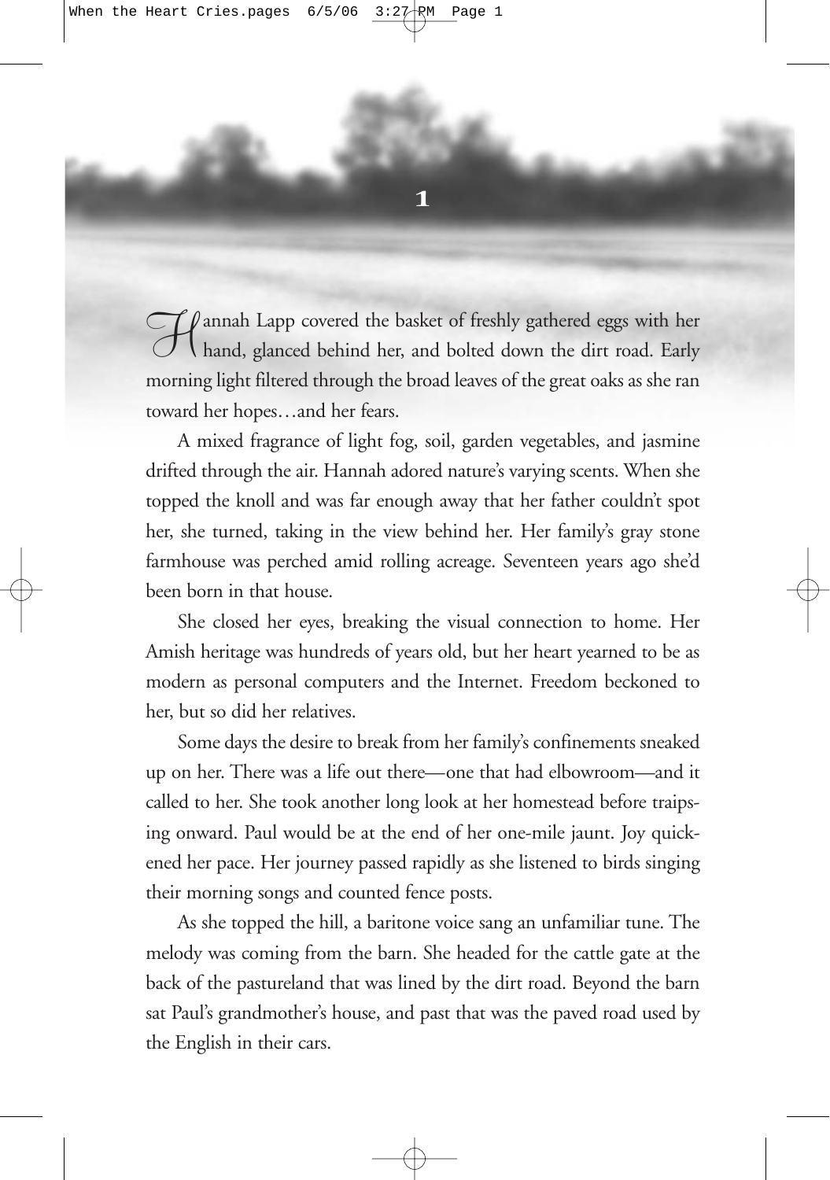# 1

Hannah Lapp covered the basket of freshly gathered eggs with her hand, glanced behind her, and bolted down the dirt road. Early morning light filtered through the broad leaves of the great oaks as she ran toward her hopes…and her fears.

A mixed fragrance of light fog, soil, garden vegetables, and jasmine drifted through the air. Hannah adored nature's varying scents. When she topped the knoll and was far enough away that her father couldn't spot her, she turned, taking in the view behind her. Her family's gray stone farmhouse was perched amid rolling acreage. Seventeen years ago she'd been born in that house.

She closed her eyes, breaking the visual connection to home. Her Amish heritage was hundreds of years old, but her heart yearned to be as modern as personal computers and the Internet. Freedom beckoned to her, but so did her relatives.

Some days the desire to break from her family's confinements sneaked up on her. There was a life out there—one that had elbowroom—and it called to her. She took another long look at her homestead before traipsing onward. Paul would be at the end of her one-mile jaunt. Joy quickened her pace. Her journey passed rapidly as she listened to birds singing their morning songs and counted fence posts.

As she topped the hill, a baritone voice sang an unfamiliar tune. The melody was coming from the barn. She headed for the cattle gate at the back of the pastureland that was lined by the dirt road. Beyond the barn sat Paul's grandmother's house, and past that was the paved road used by the English in their cars.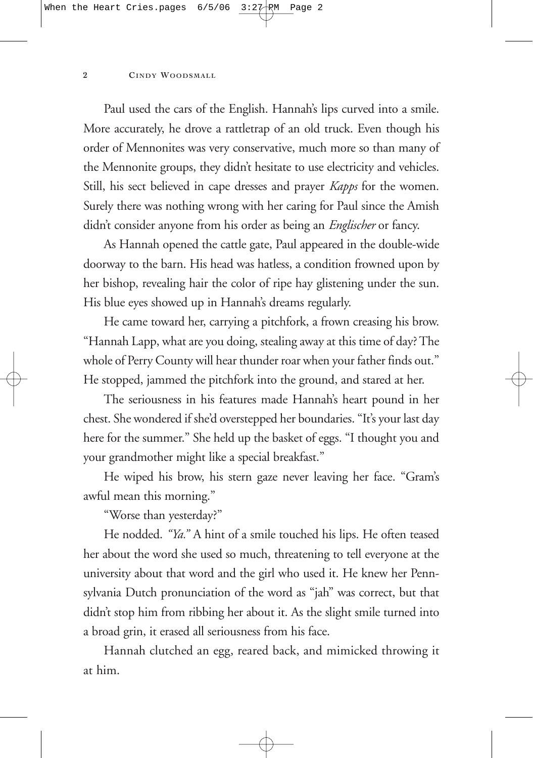Paul used the cars of the English. Hannah's lips curved into a smile. More accurately, he drove a rattletrap of an old truck. Even though his order of Mennonites was very conservative, much more so than many of the Mennonite groups, they didn't hesitate to use electricity and vehicles. Still, his sect believed in cape dresses and prayer *Kapps* for the women. Surely there was nothing wrong with her caring for Paul since the Amish didn't consider anyone from his order as being an *Englischer* or fancy.

As Hannah opened the cattle gate, Paul appeared in the double-wide doorway to the barn. His head was hatless, a condition frowned upon by her bishop, revealing hair the color of ripe hay glistening under the sun. His blue eyes showed up in Hannah's dreams regularly.

He came toward her, carrying a pitchfork, a frown creasing his brow. "Hannah Lapp, what are you doing, stealing away at this time of day? The whole of Perry County will hear thunder roar when your father finds out." He stopped, jammed the pitchfork into the ground, and stared at her.

The seriousness in his features made Hannah's heart pound in her chest. She wondered if she'd overstepped her boundaries. "It's your last day here for the summer." She held up the basket of eggs. "I thought you and your grandmother might like a special breakfast."

He wiped his brow, his stern gaze never leaving her face. "Gram's awful mean this morning."

"Worse than yesterday?"

He nodded. *"Ya."* A hint of a smile touched his lips. He often teased her about the word she used so much, threatening to tell everyone at the university about that word and the girl who used it. He knew her Pennsylvania Dutch pronunciation of the word as "jah" was correct, but that didn't stop him from ribbing her about it. As the slight smile turned into a broad grin, it erased all seriousness from his face.

Hannah clutched an egg, reared back, and mimicked throwing it at him.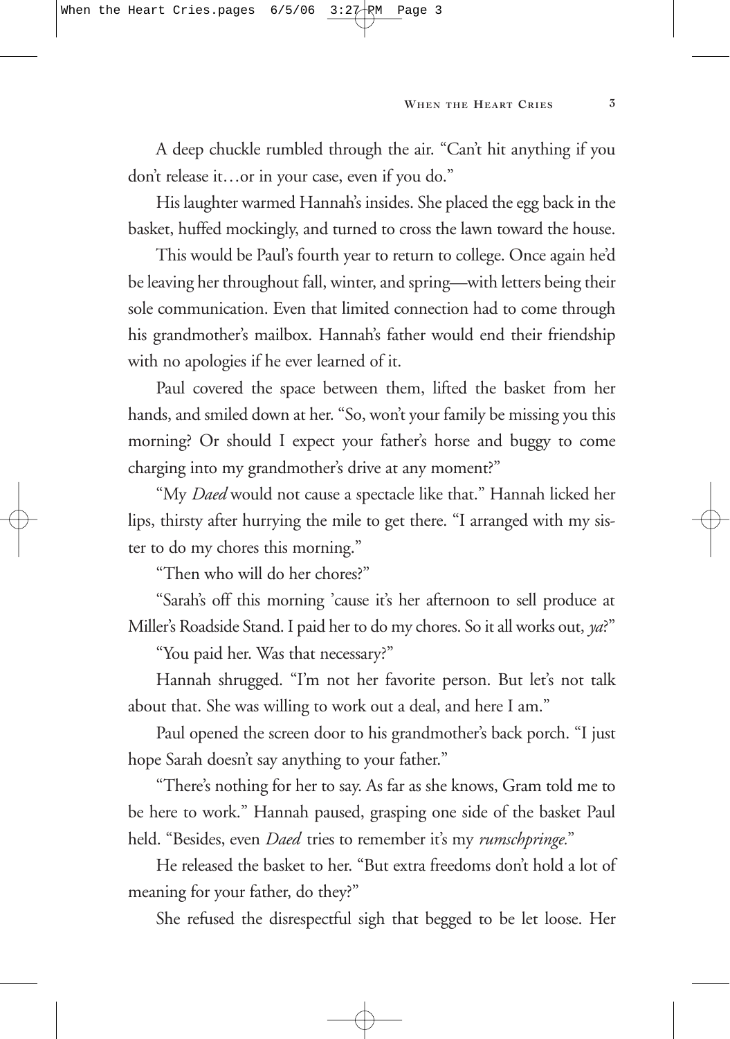A deep chuckle rumbled through the air. "Can't hit anything if you don't release it…or in your case, even if you do."

His laughter warmed Hannah's insides. She placed the egg back in the basket, huffed mockingly, and turned to cross the lawn toward the house.

This would be Paul's fourth year to return to college. Once again he'd be leaving her throughout fall, winter, and spring—with letters being their sole communication. Even that limited connection had to come through his grandmother's mailbox. Hannah's father would end their friendship with no apologies if he ever learned of it.

Paul covered the space between them, lifted the basket from her hands, and smiled down at her. "So, won't your family be missing you this morning? Or should I expect your father's horse and buggy to come charging into my grandmother's drive at any moment?"

"My *Daed* would not cause a spectacle like that." Hannah licked her lips, thirsty after hurrying the mile to get there. "I arranged with my sister to do my chores this morning."

"Then who will do her chores?"

"Sarah's off this morning 'cause it's her afternoon to sell produce at Miller's Roadside Stand. I paid her to do my chores. So it all works out, *ya*?"

"You paid her. Was that necessary?"

Hannah shrugged. "I'm not her favorite person. But let's not talk about that. She was willing to work out a deal, and here I am."

Paul opened the screen door to his grandmother's back porch. "I just hope Sarah doesn't say anything to your father."

"There's nothing for her to say. As far as she knows, Gram told me to be here to work." Hannah paused, grasping one side of the basket Paul held. "Besides, even *Daed* tries to remember it's my *rumschpringe*."

He released the basket to her. "But extra freedoms don't hold a lot of meaning for your father, do they?"

She refused the disrespectful sigh that begged to be let loose. Her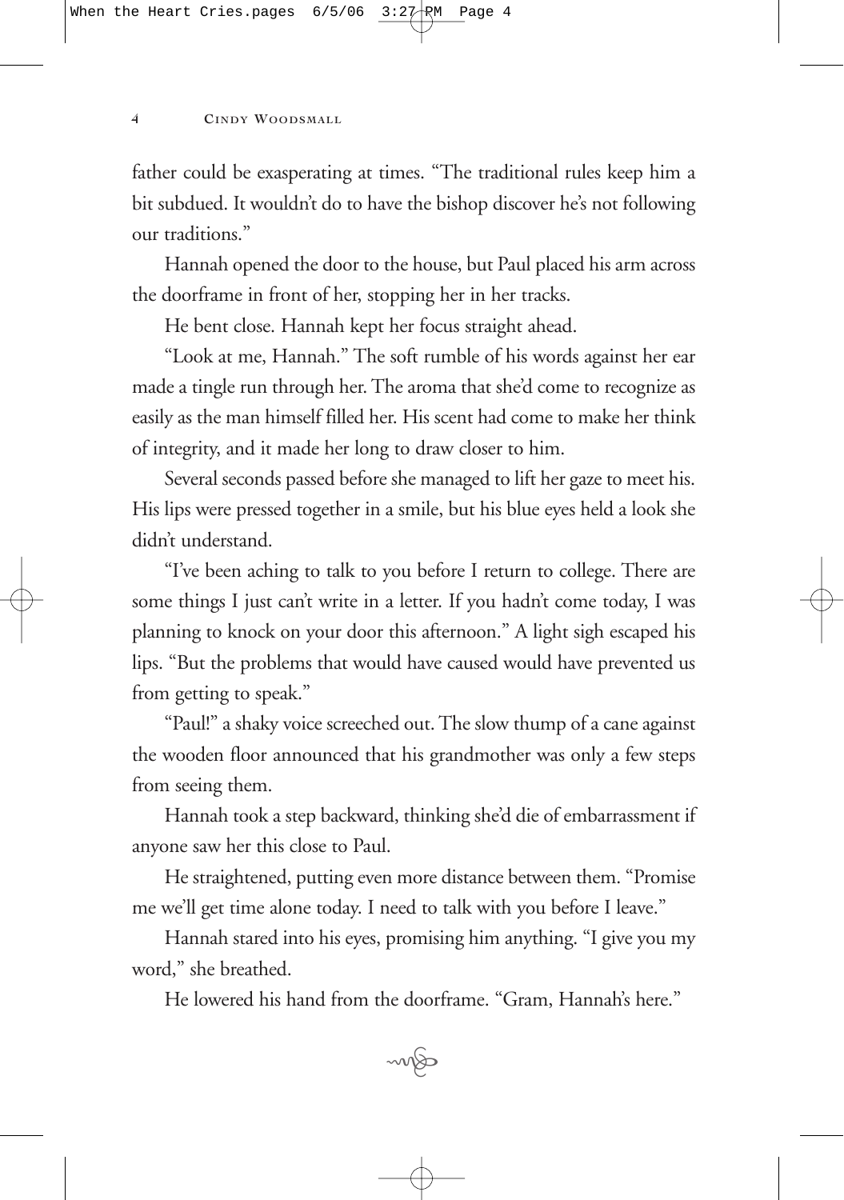father could be exasperating at times. "The traditional rules keep him a bit subdued. It wouldn't do to have the bishop discover he's not following our traditions."

Hannah opened the door to the house, but Paul placed his arm across the doorframe in front of her, stopping her in her tracks.

He bent close. Hannah kept her focus straight ahead.

"Look at me, Hannah." The soft rumble of his words against her ear made a tingle run through her. The aroma that she'd come to recognize as easily as the man himself filled her. His scent had come to make her think of integrity, and it made her long to draw closer to him.

Several seconds passed before she managed to lift her gaze to meet his. His lips were pressed together in a smile, but his blue eyes held a look she didn't understand.

"I've been aching to talk to you before I return to college. There are some things I just can't write in a letter. If you hadn't come today, I was planning to knock on your door this afternoon." A light sigh escaped his lips. "But the problems that would have caused would have prevented us from getting to speak."

"Paul!" a shaky voice screeched out. The slow thump of a cane against the wooden floor announced that his grandmother was only a few steps from seeing them.

Hannah took a step backward, thinking she'd die of embarrassment if anyone saw her this close to Paul.

He straightened, putting even more distance between them. "Promise me we'll get time alone today. I need to talk with you before I leave."

Hannah stared into his eyes, promising him anything. "I give you my word," she breathed.

He lowered his hand from the doorframe. "Gram, Hannah's here."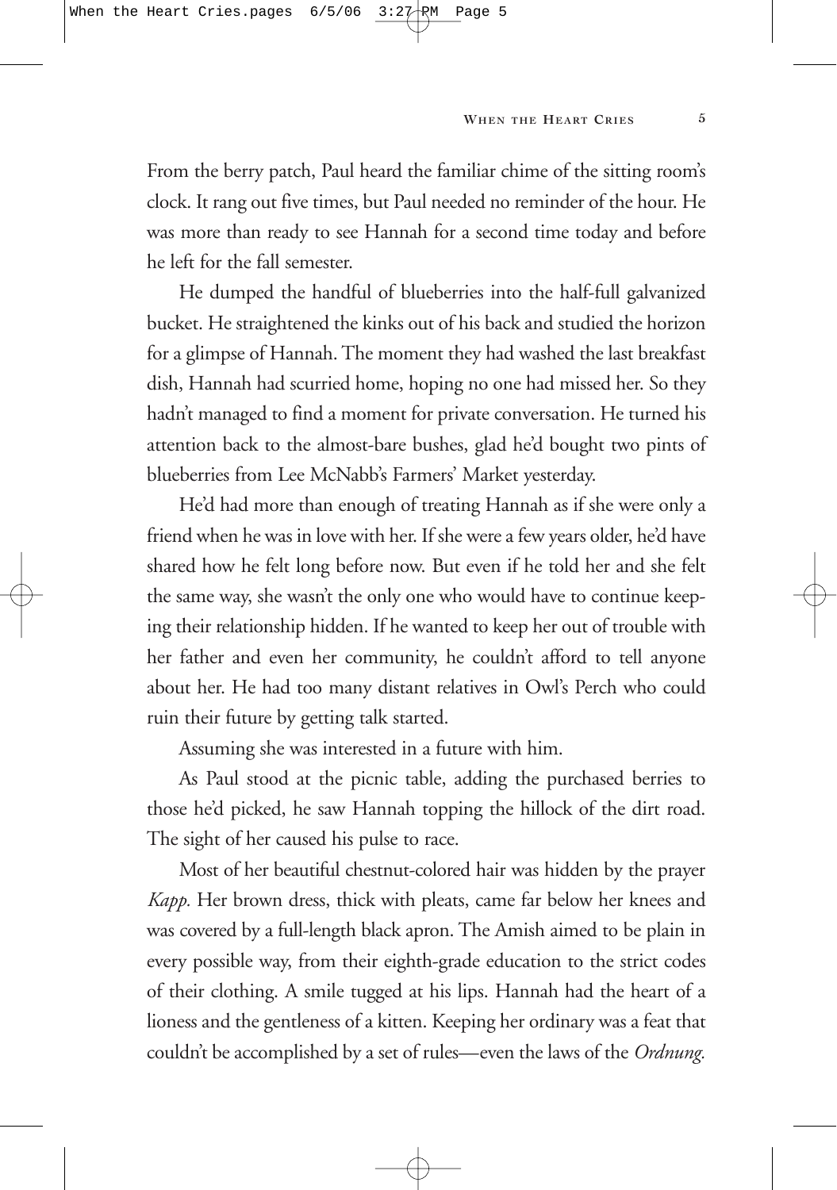From the berry patch, Paul heard the familiar chime of the sitting room's clock. It rang out five times, but Paul needed no reminder of the hour. He was more than ready to see Hannah for a second time today and before he left for the fall semester.

He dumped the handful of blueberries into the half-full galvanized bucket. He straightened the kinks out of his back and studied the horizon for a glimpse of Hannah. The moment they had washed the last breakfast dish, Hannah had scurried home, hoping no one had missed her. So they hadn't managed to find a moment for private conversation. He turned his attention back to the almost-bare bushes, glad he'd bought two pints of blueberries from Lee McNabb's Farmers' Market yesterday.

He'd had more than enough of treating Hannah as if she were only a friend when he was in love with her. If she were a few years older, he'd have shared how he felt long before now. But even if he told her and she felt the same way, she wasn't the only one who would have to continue keeping their relationship hidden. If he wanted to keep her out of trouble with her father and even her community, he couldn't afford to tell anyone about her. He had too many distant relatives in Owl's Perch who could ruin their future by getting talk started.

Assuming she was interested in a future with him.

As Paul stood at the picnic table, adding the purchased berries to those he'd picked, he saw Hannah topping the hillock of the dirt road. The sight of her caused his pulse to race.

Most of her beautiful chestnut-colored hair was hidden by the prayer *Kapp.* Her brown dress, thick with pleats, came far below her knees and was covered by a full-length black apron. The Amish aimed to be plain in every possible way, from their eighth-grade education to the strict codes of their clothing. A smile tugged at his lips. Hannah had the heart of a lioness and the gentleness of a kitten. Keeping her ordinary was a feat that couldn't be accomplished by a set of rules—even the laws of the *Ordnung.*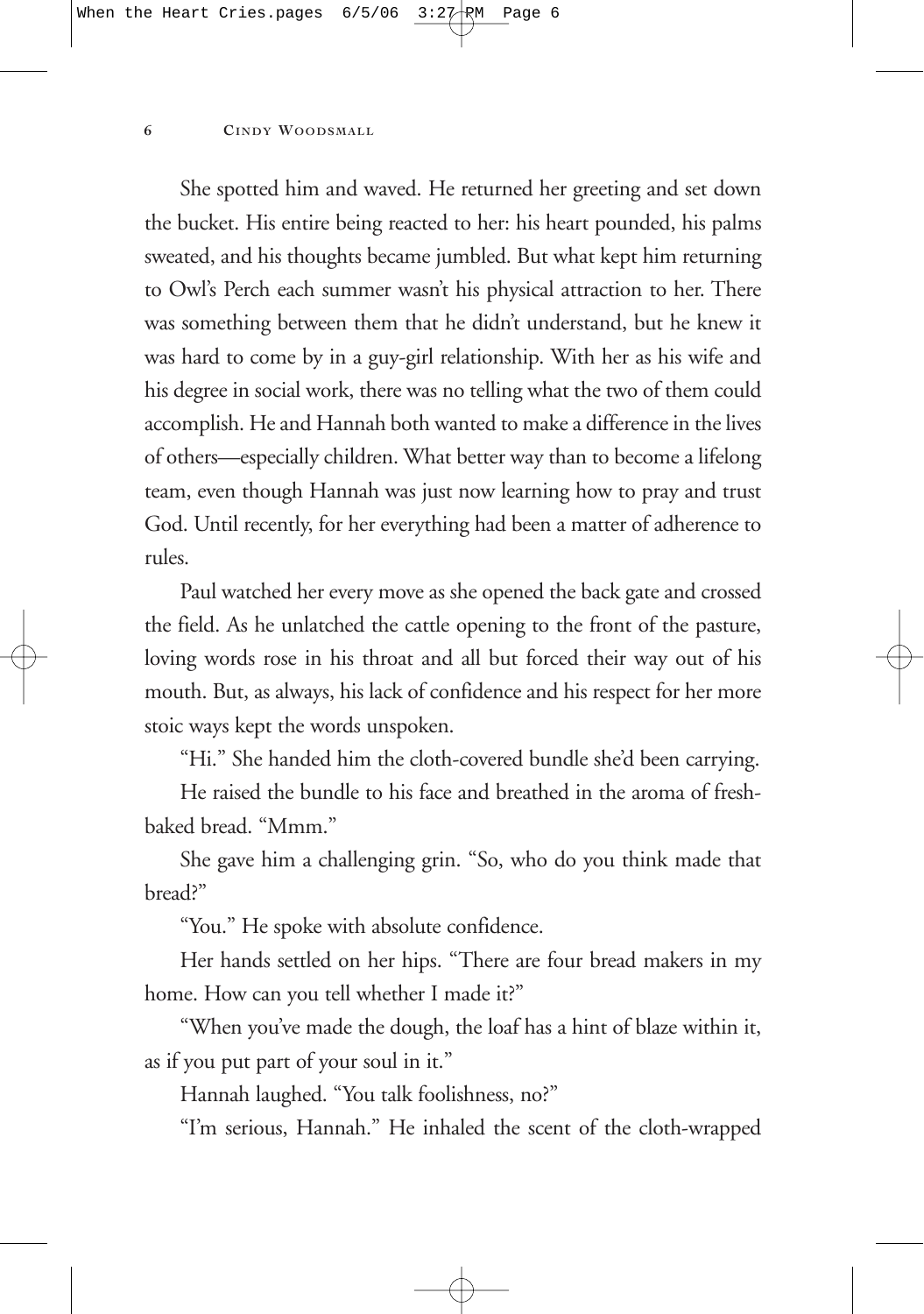She spotted him and waved. He returned her greeting and set down the bucket. His entire being reacted to her: his heart pounded, his palms sweated, and his thoughts became jumbled. But what kept him returning to Owl's Perch each summer wasn't his physical attraction to her. There was something between them that he didn't understand, but he knew it was hard to come by in a guy-girl relationship. With her as his wife and his degree in social work, there was no telling what the two of them could accomplish. He and Hannah both wanted to make a difference in the lives of others—especially children. What better way than to become a lifelong team, even though Hannah was just now learning how to pray and trust God. Until recently, for her everything had been a matter of adherence to rules.

Paul watched her every move as she opened the back gate and crossed the field. As he unlatched the cattle opening to the front of the pasture, loving words rose in his throat and all but forced their way out of his mouth. But, as always, his lack of confidence and his respect for her more stoic ways kept the words unspoken.

"Hi." She handed him the cloth-covered bundle she'd been carrying.

He raised the bundle to his face and breathed in the aroma of fresh-baked bread. "Mmm."

She gave him a challenging grin. "So, who do you think made that bread?"

"You." He spoke with absolute confidence.

Her hands settled on her hips. "There are four bread makers in my home. How can you tell whether I made it?"

"When you've made the dough, the loaf has a hint of blaze within it, as if you put part of your soul in it."

Hannah laughed. "You talk foolishness, no?"

"I'm serious, Hannah." He inhaled the scent of the cloth-wrapped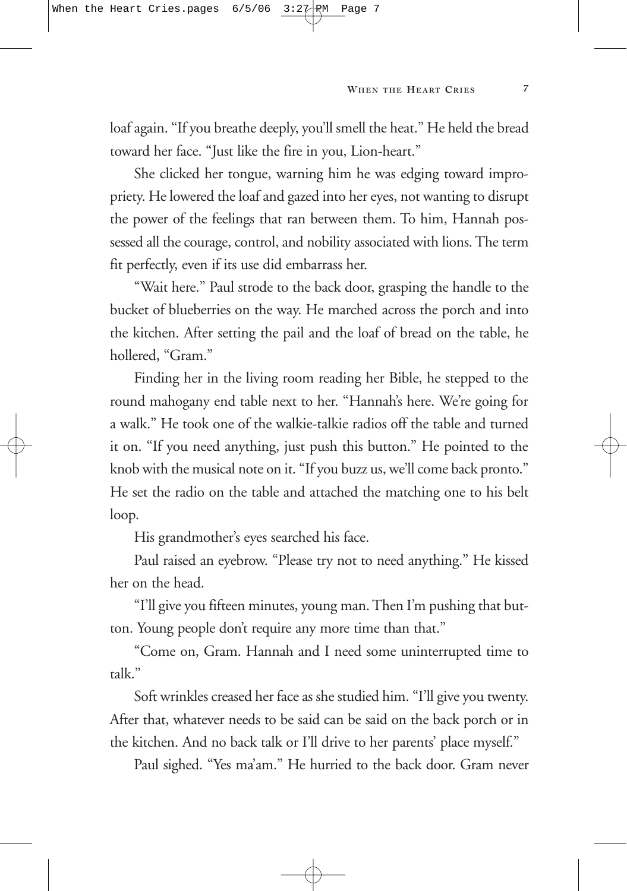loaf again. "If you breathe deeply, you'll smell the heat." He held the bread toward her face. "Just like the fire in you, Lion-heart."

She clicked her tongue, warning him he was edging toward impropriety. He lowered the loaf and gazed into her eyes, not wanting to disrupt the power of the feelings that ran between them. To him, Hannah possessed all the courage, control, and nobility associated with lions. The term fit perfectly, even if its use did embarrass her.

"Wait here." Paul strode to the back door, grasping the handle to the bucket of blueberries on the way. He marched across the porch and into the kitchen. After setting the pail and the loaf of bread on the table, he hollered, "Gram."

Finding her in the living room reading her Bible, he stepped to the round mahogany end table next to her. "Hannah's here. We're going for a walk." He took one of the walkie-talkie radios off the table and turned it on. "If you need anything, just push this button." He pointed to the knob with the musical note on it. "If you buzz us, we'll come back pronto." He set the radio on the table and attached the matching one to his belt loop.

His grandmother's eyes searched his face.

Paul raised an eyebrow. "Please try not to need anything." He kissed her on the head.

"I'll give you fifteen minutes, young man. Then I'm pushing that button. Young people don't require any more time than that."

"Come on, Gram. Hannah and I need some uninterrupted time to talk."

Soft wrinkles creased her face as she studied him. "I'll give you twenty. After that, whatever needs to be said can be said on the back porch or in the kitchen. And no back talk or I'll drive to her parents' place myself."

Paul sighed. "Yes ma'am." He hurried to the back door. Gram never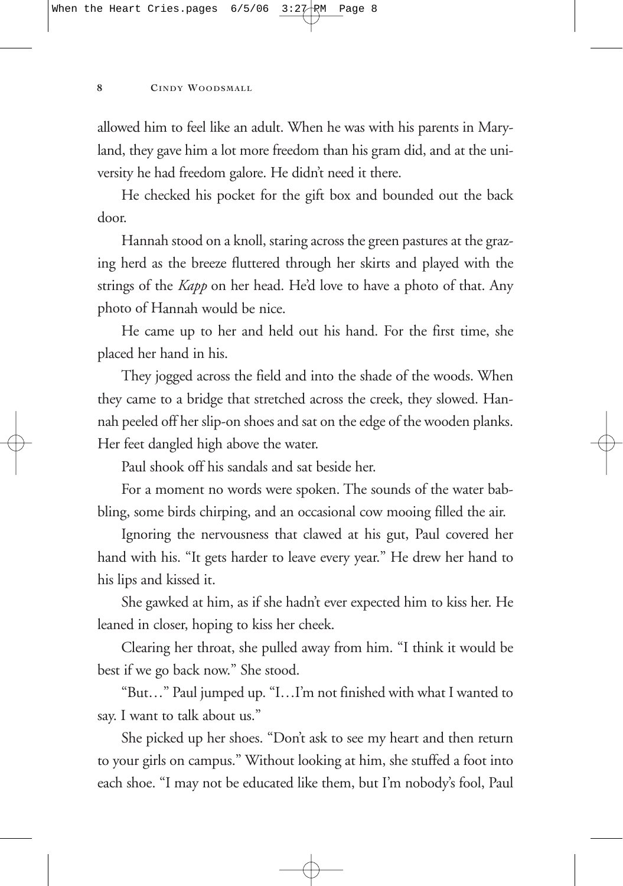allowed him to feel like an adult. When he was with his parents in Maryland, they gave him a lot more freedom than his gram did, and at the university he had freedom galore. He didn't need it there.

He checked his pocket for the gift box and bounded out the back door.

Hannah stood on a knoll, staring across the green pastures at the grazing herd as the breeze fluttered through her skirts and played with the strings of the *Kapp* on her head. He'd love to have a photo of that. Any photo of Hannah would be nice.

He came up to her and held out his hand. For the first time, she placed her hand in his.

They jogged across the field and into the shade of the woods. When they came to a bridge that stretched across the creek, they slowed. Hannah peeled off her slip-on shoes and sat on the edge of the wooden planks. Her feet dangled high above the water.

Paul shook off his sandals and sat beside her.

For a moment no words were spoken. The sounds of the water babbling, some birds chirping, and an occasional cow mooing filled the air.

Ignoring the nervousness that clawed at his gut, Paul covered her hand with his. "It gets harder to leave every year." He drew her hand to his lips and kissed it.

She gawked at him, as if she hadn't ever expected him to kiss her. He leaned in closer, hoping to kiss her cheek.

Clearing her throat, she pulled away from him. "I think it would be best if we go back now." She stood.

"But…" Paul jumped up. "I…I'm not finished with what I wanted to say. I want to talk about us."

She picked up her shoes. "Don't ask to see my heart and then return to your girls on campus." Without looking at him, she stuffed a foot into each shoe. "I may not be educated like them, but I'm nobody's fool, Paul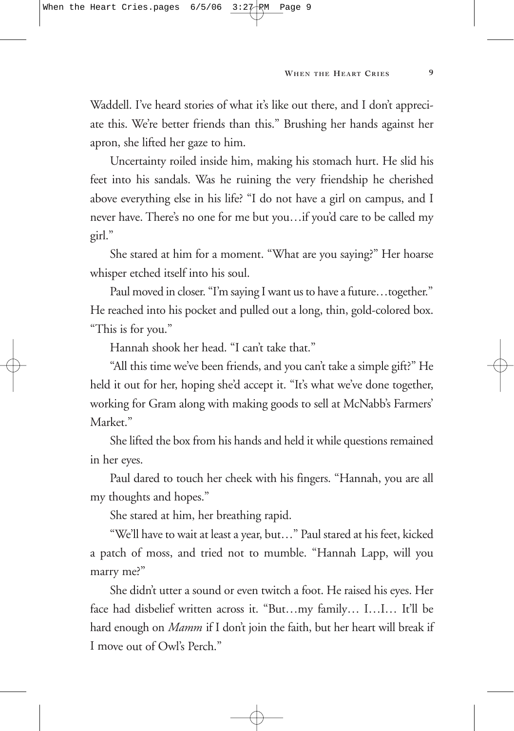Waddell. I've heard stories of what it's like out there, and I don't appreciate this. We're better friends than this." Brushing her hands against her apron, she lifted her gaze to him.

Uncertainty roiled inside him, making his stomach hurt. He slid his feet into his sandals. Was he ruining the very friendship he cherished above everything else in his life? "I do not have a girl on campus, and I never have. There's no one for me but you…if you'd care to be called my girl."

She stared at him for a moment. "What are you saying?" Her hoarse whisper etched itself into his soul.

Paul moved in closer. "I'm saying I want us to have a future…together." He reached into his pocket and pulled out a long, thin, gold-colored box. "This is for you."

Hannah shook her head. "I can't take that."

"All this time we've been friends, and you can't take a simple gift?" He held it out for her, hoping she'd accept it. "It's what we've done together, working for Gram along with making goods to sell at McNabb's Farmers' Market."

She lifted the box from his hands and held it while questions remained in her eyes.

Paul dared to touch her cheek with his fingers. "Hannah, you are all my thoughts and hopes."

She stared at him, her breathing rapid.

"We'll have to wait at least a year, but…" Paul stared at his feet, kicked a patch of moss, and tried not to mumble. "Hannah Lapp, will you marry me?"

She didn't utter a sound or even twitch a foot. He raised his eyes. Her face had disbelief written across it. "But…my family… I…I… It'll be hard enough on *Mamm* if I don't join the faith, but her heart will break if I move out of Owl's Perch."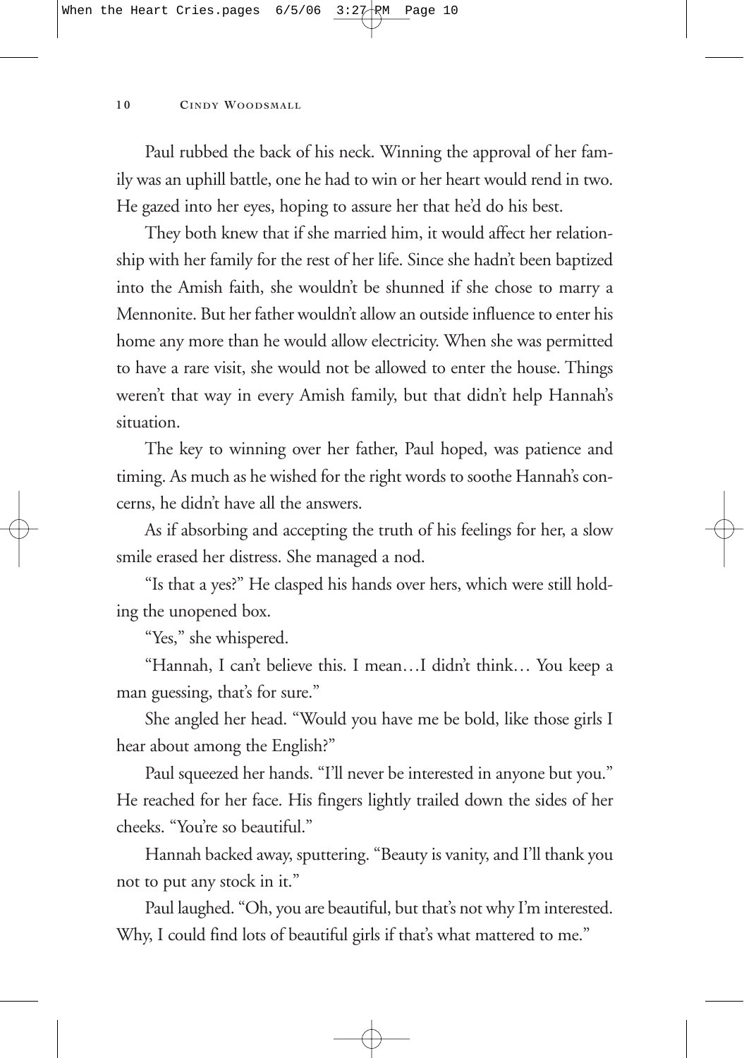Paul rubbed the back of his neck. Winning the approval of her family was an uphill battle, one he had to win or her heart would rend in two. He gazed into her eyes, hoping to assure her that he'd do his best.

They both knew that if she married him, it would affect her relationship with her family for the rest of her life. Since she hadn't been baptized into the Amish faith, she wouldn't be shunned if she chose to marry a Mennonite. But her father wouldn't allow an outside influence to enter his home any more than he would allow electricity. When she was permitted to have a rare visit, she would not be allowed to enter the house. Things weren't that way in every Amish family, but that didn't help Hannah's situation.

The key to winning over her father, Paul hoped, was patience and timing. As much as he wished for the right words to soothe Hannah's concerns, he didn't have all the answers.

As if absorbing and accepting the truth of his feelings for her, a slow smile erased her distress. She managed a nod.

"Is that a yes?" He clasped his hands over hers, which were still holding the unopened box.

"Yes," she whispered.

"Hannah, I can't believe this. I mean…I didn't think… You keep a man guessing, that's for sure."

She angled her head. "Would you have me be bold, like those girls I hear about among the English?"

Paul squeezed her hands. "I'll never be interested in anyone but you." He reached for her face. His fingers lightly trailed down the sides of her cheeks. "You're so beautiful."

Hannah backed away, sputtering. "Beauty is vanity, and I'll thank you not to put any stock in it."

Paul laughed. "Oh, you are beautiful, but that's not why I'm interested. Why, I could find lots of beautiful girls if that's what mattered to me."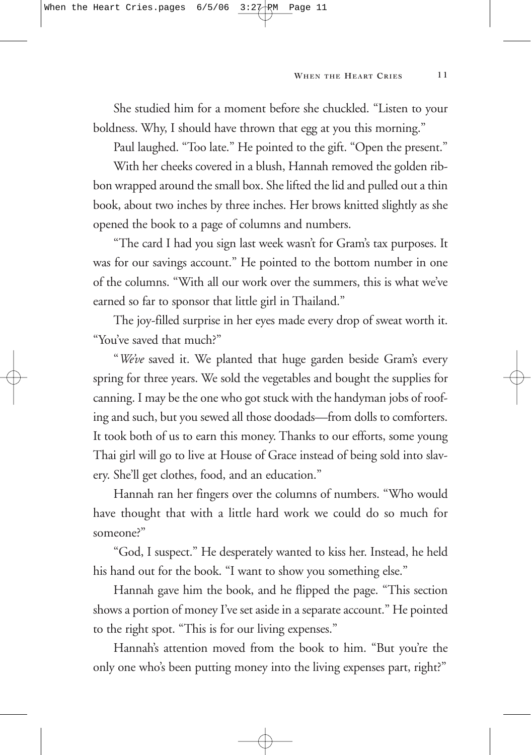She studied him for a moment before she chuckled. "Listen to your boldness. Why, I should have thrown that egg at you this morning."

Paul laughed. "Too late." He pointed to the gift. "Open the present."

With her cheeks covered in a blush, Hannah removed the golden ribbon wrapped around the small box. She lifted the lid and pulled out a thin book, about two inches by three inches. Her brows knitted slightly as she opened the book to a page of columns and numbers.

"The card I had you sign last week wasn't for Gram's tax purposes. It was for our savings account." He pointed to the bottom number in one of the columns. "With all our work over the summers, this is what we've earned so far to sponsor that little girl in Thailand."

The joy-filled surprise in her eyes made every drop of sweat worth it. "You've saved that much?"

"*We've* saved it. We planted that huge garden beside Gram's every spring for three years. We sold the vegetables and bought the supplies for canning. I may be the one who got stuck with the handyman jobs of roofing and such, but you sewed all those doodads—from dolls to comforters. It took both of us to earn this money. Thanks to our efforts, some young Thai girl will go to live at House of Grace instead of being sold into slavery. She'll get clothes, food, and an education."

Hannah ran her fingers over the columns of numbers. "Who would have thought that with a little hard work we could do so much for someone?"

"God, I suspect." He desperately wanted to kiss her. Instead, he held his hand out for the book. "I want to show you something else."

Hannah gave him the book, and he flipped the page. "This section shows a portion of money I've set aside in a separate account." He pointed to the right spot. "This is for our living expenses."

Hannah's attention moved from the book to him. "But you're the only one who's been putting money into the living expenses part, right?"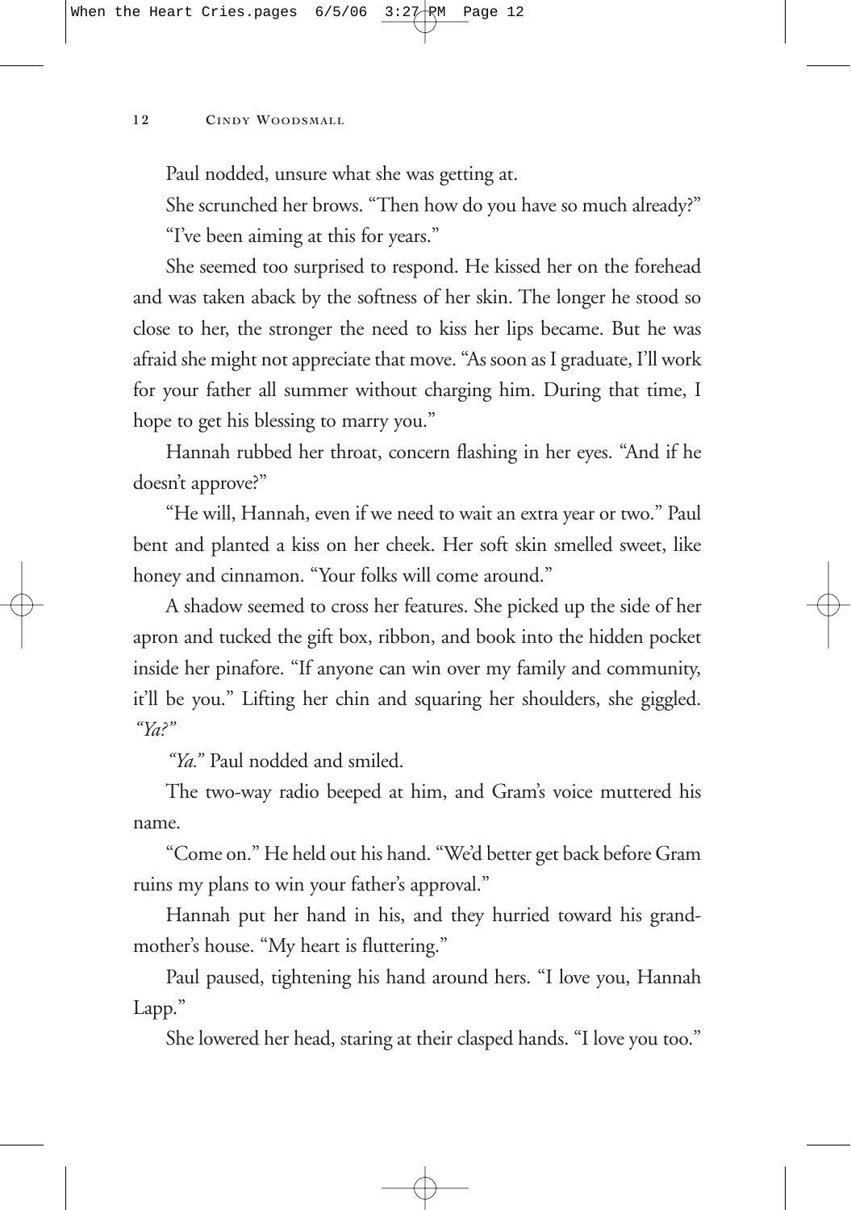Paul nodded, unsure what she was getting at.

She scrunched her brows. "Then how do you have so much already?"

"I've been aiming at this for years."

She seemed too surprised to respond. He kissed her on the forehead and was taken aback by the softness of her skin. The longer he stood so close to her, the stronger the need to kiss her lips became. But he was afraid she might not appreciate that move. "As soon as I graduate, I'll work for your father all summer without charging him. During that time, I hope to get his blessing to marry you."

Hannah rubbed her throat, concern flashing in her eyes. "And if he doesn't approve?"

"He will, Hannah, even if we need to wait an extra year or two." Paul bent and planted a kiss on her cheek. Her soft skin smelled sweet, like honey and cinnamon. "Your folks will come around."

A shadow seemed to cross her features. She picked up the side of her apron and tucked the gift box, ribbon, and book into the hidden pocket inside her pinafore. "If anyone can win over my family and community, it'll be you." Lifting her chin and squaring her shoulders, she giggled. *"Ya?"*

*"Ya."* Paul nodded and smiled.

The two-way radio beeped at him, and Gram's voice muttered his name.

"Come on." He held out his hand. "We'd better get back before Gram ruins my plans to win your father's approval."

Hannah put her hand in his, and they hurried toward his grandmother's house. "My heart is fluttering."

Paul paused, tightening his hand around hers. "I love you, Hannah Lapp."

She lowered her head, staring at their clasped hands. "I love you too."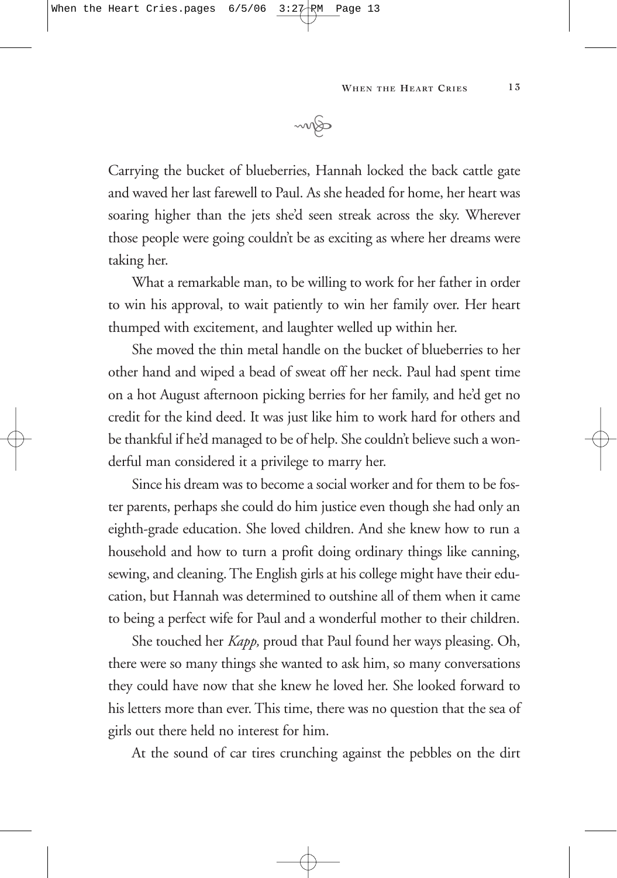Carrying the bucket of blueberries, Hannah locked the back cattle gate and waved her last farewell to Paul. As she headed for home, her heart was soaring higher than the jets she'd seen streak across the sky. Wherever those people were going couldn't be as exciting as where her dreams were taking her.

What a remarkable man, to be willing to work for her father in order to win his approval, to wait patiently to win her family over. Her heart thumped with excitement, and laughter welled up within her.

She moved the thin metal handle on the bucket of blueberries to her other hand and wiped a bead of sweat off her neck. Paul had spent time on a hot August afternoon picking berries for her family, and he'd get no credit for the kind deed. It was just like him to work hard for others and be thankful if he'd managed to be of help. She couldn't believe such a wonderful man considered it a privilege to marry her.

Since his dream was to become a social worker and for them to be foster parents, perhaps she could do him justice even though she had only an eighth-grade education. She loved children. And she knew how to run a household and how to turn a profit doing ordinary things like canning, sewing, and cleaning. The English girls at his college might have their education, but Hannah was determined to outshine all of them when it came to being a perfect wife for Paul and a wonderful mother to their children.

She touched her *Kapp,* proud that Paul found her ways pleasing. Oh, there were so many things she wanted to ask him, so many conversations they could have now that she knew he loved her. She looked forward to his letters more than ever. This time, there was no question that the sea of girls out there held no interest for him.

At the sound of car tires crunching against the pebbles on the dirt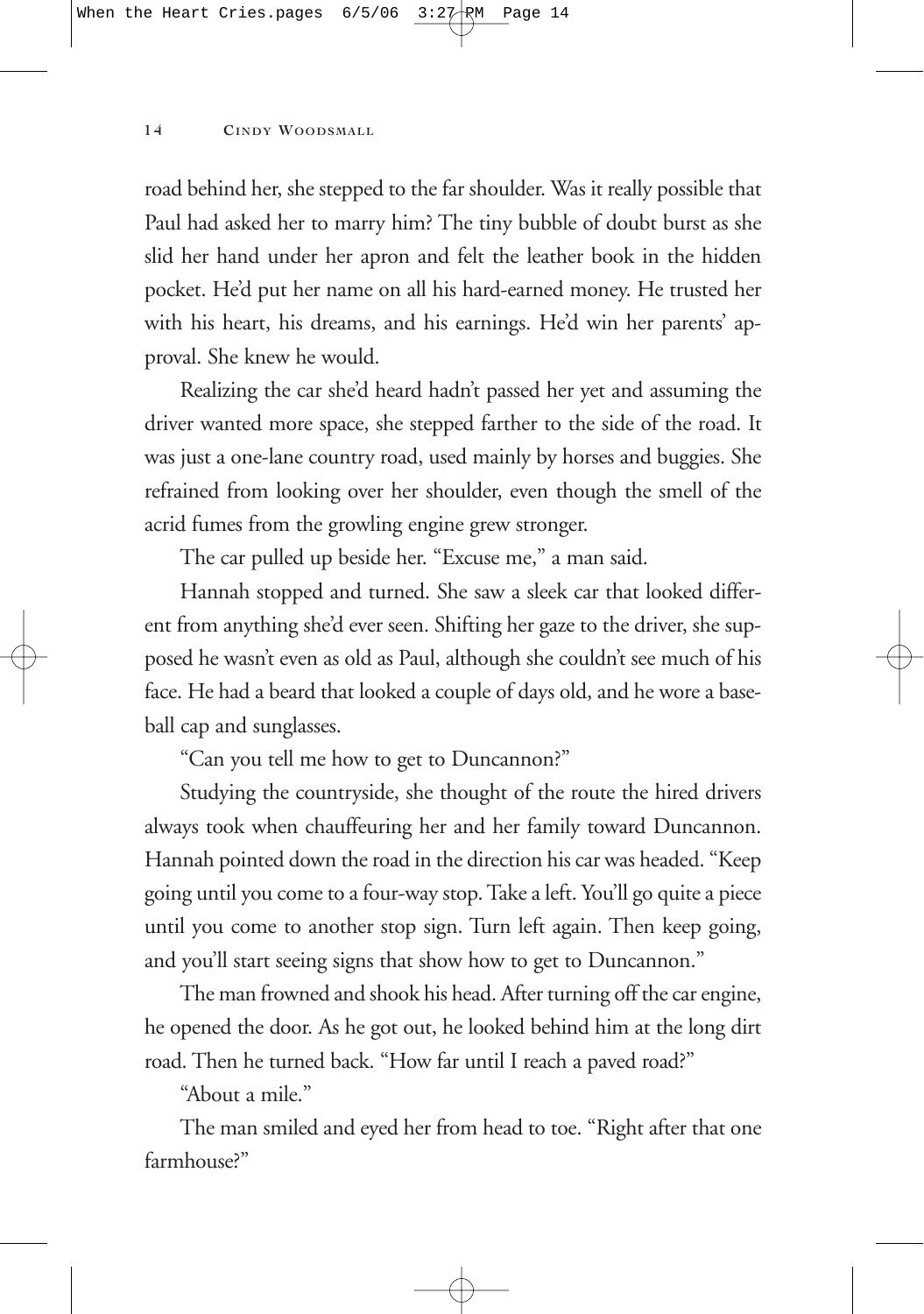road behind her, she stepped to the far shoulder. Was it really possible that Paul had asked her to marry him? The tiny bubble of doubt burst as she slid her hand under her apron and felt the leather book in the hidden pocket. He'd put her name on all his hard-earned money. He trusted her with his heart, his dreams, and his earnings. He'd win her parents' approval. She knew he would.

Realizing the car she'd heard hadn't passed her yet and assuming the driver wanted more space, she stepped farther to the side of the road. It was just a one-lane country road, used mainly by horses and buggies. She refrained from looking over her shoulder, even though the smell of the acrid fumes from the growling engine grew stronger.

The car pulled up beside her. "Excuse me," a man said.

Hannah stopped and turned. She saw a sleek car that looked different from anything she'd ever seen. Shifting her gaze to the driver, she supposed he wasn't even as old as Paul, although she couldn't see much of his face. He had a beard that looked a couple of days old, and he wore a baseball cap and sunglasses.

"Can you tell me how to get to Duncannon?"

Studying the countryside, she thought of the route the hired drivers always took when chauffeuring her and her family toward Duncannon. Hannah pointed down the road in the direction his car was headed. "Keep going until you come to a four-way stop. Take a left. You'll go quite a piece until you come to another stop sign. Turn left again. Then keep going, and you'll start seeing signs that show how to get to Duncannon."

The man frowned and shook his head. After turning off the car engine, he opened the door. As he got out, he looked behind him at the long dirt road. Then he turned back. "How far until I reach a paved road?"

"About a mile."

The man smiled and eyed her from head to toe. "Right after that one farmhouse?"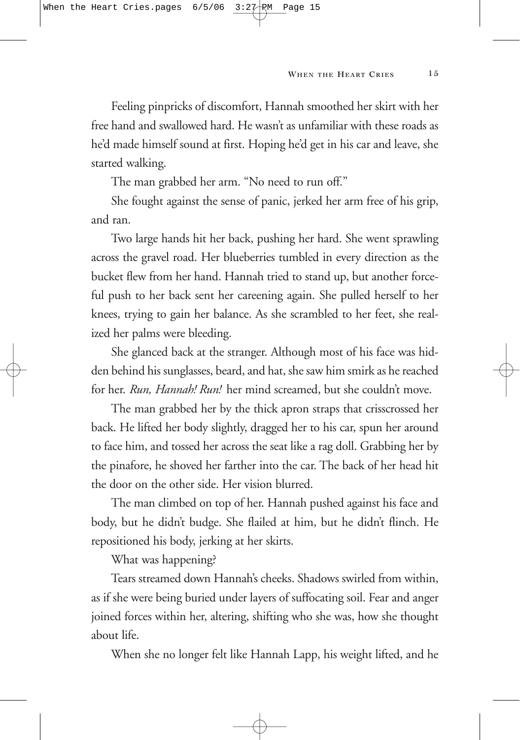Feeling pinpricks of discomfort, Hannah smoothed her skirt with her free hand and swallowed hard. He wasn't as unfamiliar with these roads as he'd made himself sound at first. Hoping he'd get in his car and leave, she started walking.

The man grabbed her arm. "No need to run off."

She fought against the sense of panic, jerked her arm free of his grip, and ran.

Two large hands hit her back, pushing her hard. She went sprawling across the gravel road. Her blueberries tumbled in every direction as the bucket flew from her hand. Hannah tried to stand up, but another forceful push to her back sent her careening again. She pulled herself to her knees, trying to gain her balance. As she scrambled to her feet, she realized her palms were bleeding.

She glanced back at the stranger. Although most of his face was hidden behind his sunglasses, beard, and hat, she saw him smirk as he reached for her. *Run, Hannah! Run!* her mind screamed, but she couldn't move.

The man grabbed her by the thick apron straps that crisscrossed her back. He lifted her body slightly, dragged her to his car, spun her around to face him, and tossed her across the seat like a rag doll. Grabbing her by the pinafore, he shoved her farther into the car. The back of her head hit the door on the other side. Her vision blurred.

The man climbed on top of her. Hannah pushed against his face and body, but he didn't budge. She flailed at him, but he didn't flinch. He repositioned his body, jerking at her skirts.

What was happening?

Tears streamed down Hannah's cheeks. Shadows swirled from within, as if she were being buried under layers of suffocating soil. Fear and anger joined forces within her, altering, shifting who she was, how she thought about life.

When she no longer felt like Hannah Lapp, his weight lifted, and he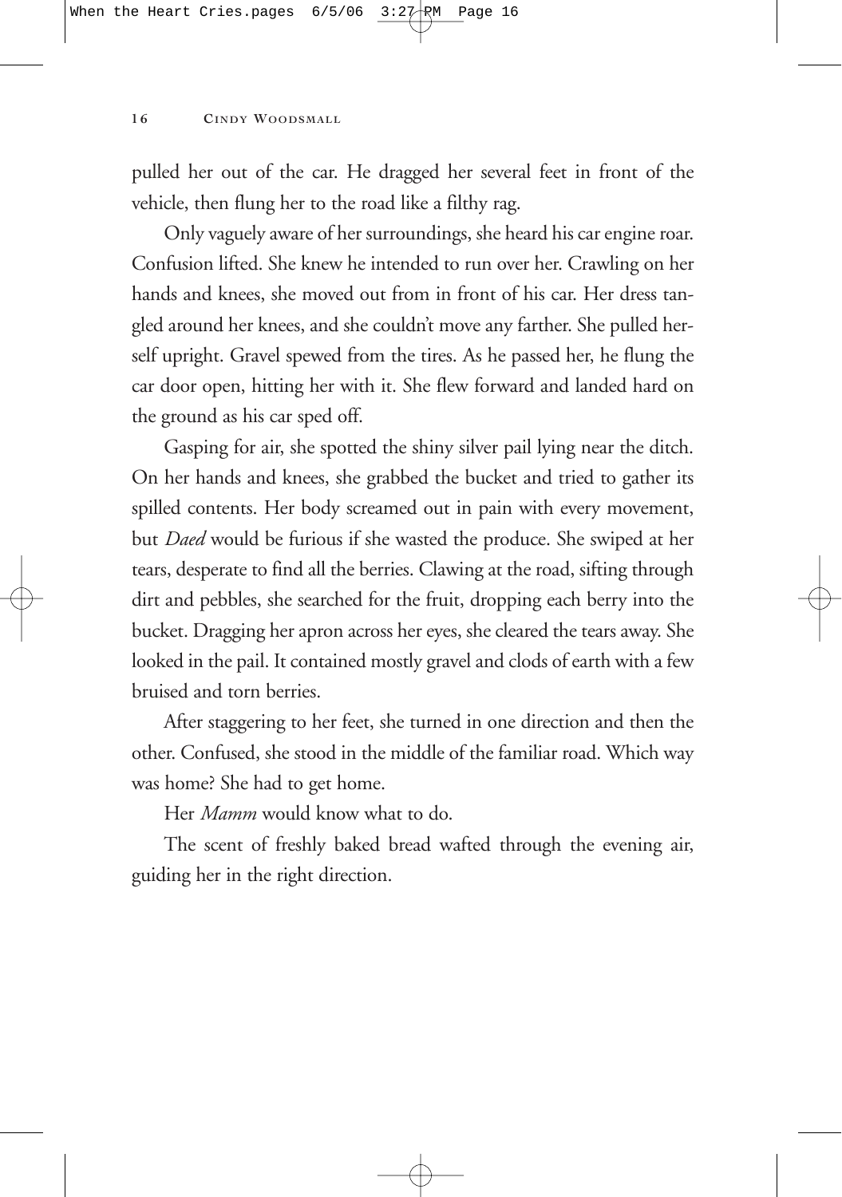pulled her out of the car. He dragged her several feet in front of the vehicle, then flung her to the road like a filthy rag.

Only vaguely aware of her surroundings, she heard his car engine roar. Confusion lifted. She knew he intended to run over her. Crawling on her hands and knees, she moved out from in front of his car. Her dress tangled around her knees, and she couldn't move any farther. She pulled herself upright. Gravel spewed from the tires. As he passed her, he flung the car door open, hitting her with it. She flew forward and landed hard on the ground as his car sped off.

Gasping for air, she spotted the shiny silver pail lying near the ditch. On her hands and knees, she grabbed the bucket and tried to gather its spilled contents. Her body screamed out in pain with every movement, but *Daed* would be furious if she wasted the produce. She swiped at her tears, desperate to find all the berries. Clawing at the road, sifting through dirt and pebbles, she searched for the fruit, dropping each berry into the bucket. Dragging her apron across her eyes, she cleared the tears away. She looked in the pail. It contained mostly gravel and clods of earth with a few bruised and torn berries.

After staggering to her feet, she turned in one direction and then the other. Confused, she stood in the middle of the familiar road. Which way was home? She had to get home.

Her *Mamm* would know what to do.

The scent of freshly baked bread wafted through the evening air, guiding her in the right direction.